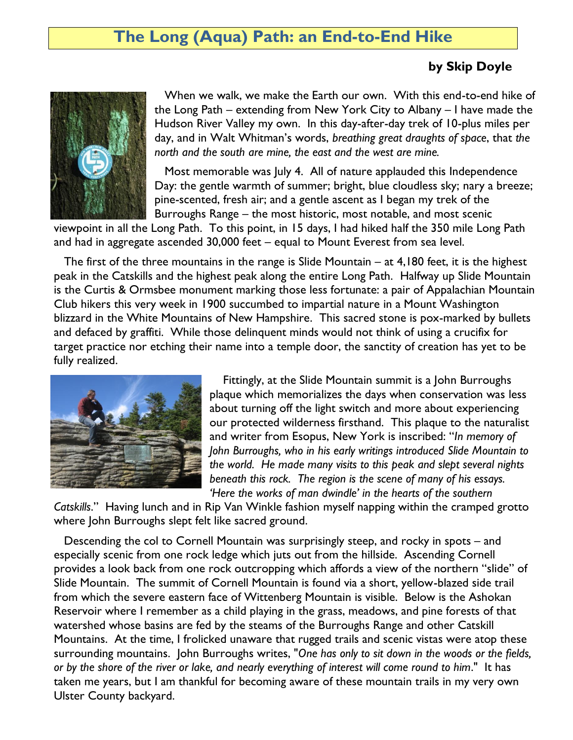# The Long (Aqua) Path: an End-to-End Hike

**by Skip Doyle**

When we walk, we make the Earth our own. With this end-to-end hike of the Long Path – extending from New York City to Albany – I have made the Hudson River Valley my own. In this day-after-day trek of 10-plus miles per day, and in Walt Whitman's words, *breathing great draughts of space*, that *the north and the south are mine, the east and the west are mine.*

Most memorable was July 4. All of nature applauded this Independence Day: the gentle warmth of summer; bright, blue cloudless sky; nary a breeze; pine-scented, fresh air; and a gentle ascent as I began my trek of the Burroughs Range – the most historic, most notable, and most scenic viewpoint in all the Long Path. To this point, in 15 days, I had hiked half the 350 mile Long Path and had in aggregate ascended 30,000 feet – equal to Mount Everest from sea level.

The first of the three mountains in the range is Slide Mountain – at 4,180 feet, it is the highest peak in the Catskills and the highest peak along the entire Long Path. Halfway up Slide Mountain is the Curtis & Ormsbee monument marking those less fortunate: a pair of Appalachian Mountain Club hikers this very week in 1900 succumbed to impartial nature in a Mount Washington blizzard in the White Mountains of New Hampshire. This sacred stone is pox-marked by bullets and defaced by graffiti. While those delinquent minds would not think of using a crucifix for target practice nor etching their name into a temple door, the sanctity of creation has yet to be fully realized.

Fittingly, at the Slide Mountain summit is a John Burroughs plaque which memorializes the days when conservation was less about turning off the light switch and more about experiencing our protected wilderness firsthand. This plaque to the naturalist and writer from Esopus, New York is inscribed: "*In memory of John Burroughs, who in his early writings introduced Slide Mountain to the world. He made many visits to this peak and slept several nights beneath this rock. The region is the scene of many of his essays. 'Here the works of man dwindle' in the hearts of the southern Catskills*." Having lunch and in Rip Van Winkle fashion myself napping within the cramped grotto where John Burroughs slept felt like sacred ground.

Descending the col to Cornell Mountain was surprisingly steep, and rocky in spots – and especially scenic from one rock ledge which juts out from the hillside. Ascending Cornell provides a look back from one rock outcropping which affords a view of the northern "slide" of Slide Mountain. The summit of Cornell Mountain is found via a short, yellow-blazed side trail from which the severe eastern face of Wittenberg Mountain is visible. Below is the Ashokan Reservoir where I remember as a child playing in the grass, meadows, and pine forests of that watershed whose basins are fed by the steams of the Burroughs Range and other Catskill Mountains. At the time, I frolicked unaware that rugged trails and scenic vistas were atop these surrounding mountains. John Burroughs writes, "*One has only to sit down in the woods or the fields, or by the shore of the river or lake, and nearly everything of interest will come round to him*." It has taken me years, but I am thankful for becoming aware of these mountain trails in my very own Ulster County backyard.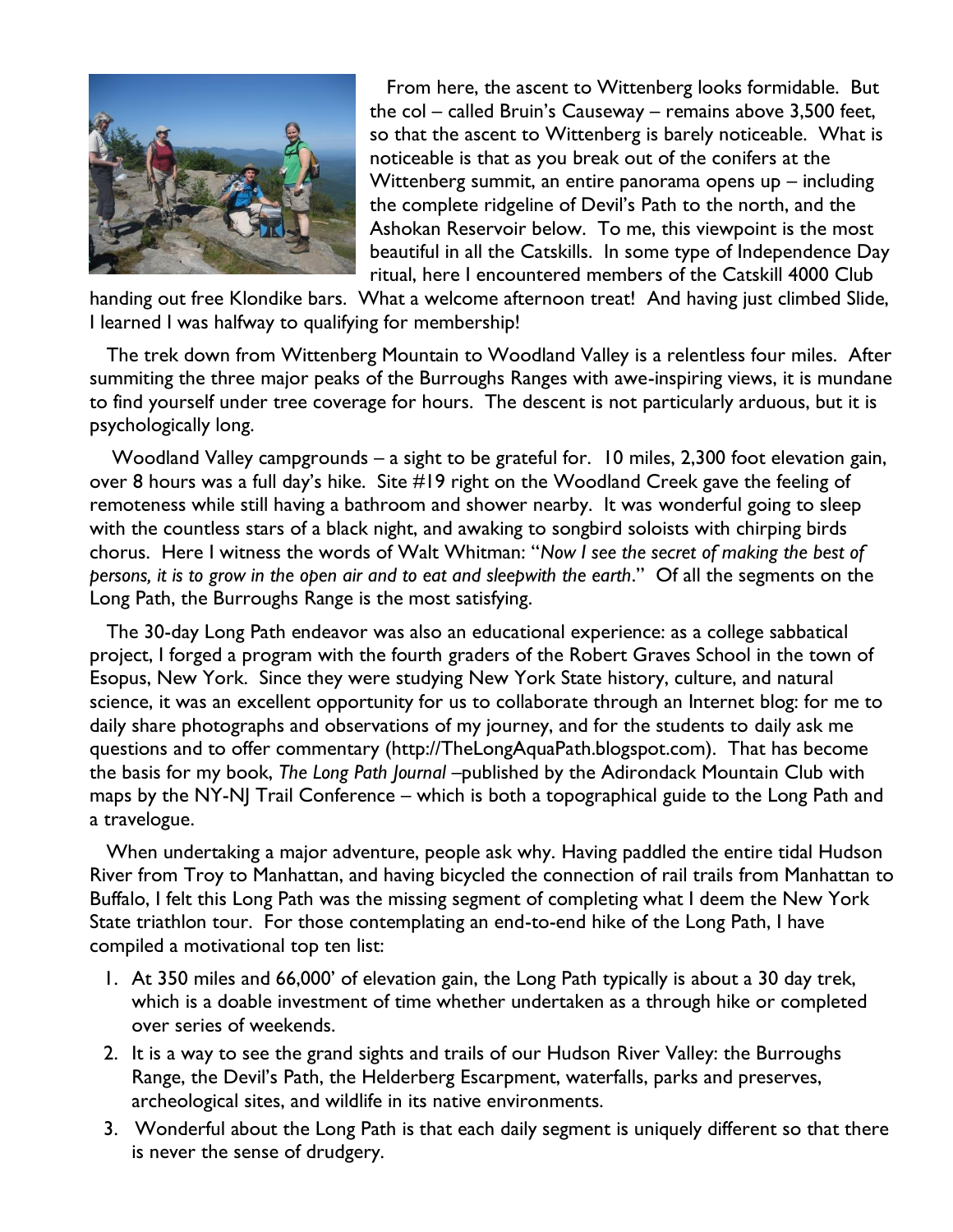From here, the ascent to Wittenberg looks formidable. But the col – called Bruin's Causeway – remains above 3,500 feet, so that the ascent to Wittenberg is barely noticeable. What is noticeable is that as you break out of the conifers at the Wittenberg summit, an entire panorama opens up – including the complete ridgeline of Devil's Path to the north, and the Ashokan Reservoir below. To me, this viewpoint is the most beautiful in all the Catskills. In some type of Independence Day ritual, here I encountered members of the Catskill 4000 Club handing out free Klondike bars. What a welcome afternoon treat! And having just climbed Slide, I learned I was halfway to qualifying for membership!

The trek down from Wittenberg Mountain to Woodland Valley is a relentless four miles. After summiting the three major peaks of the Burroughs Ranges with awe-inspiring views, it is mundane to find yourself under tree coverage for hours. The descent is not particularly arduous, but it is psychologically long.

Woodland Valley campgrounds – a sight to be grateful for. 10 miles, 2,300 foot elevation gain, over 8 hours was a full day's hike. Site #19 right on the Woodland Creek gave the feeling of remoteness while still having a bathroom and shower nearby. It was wonderful going to sleep with the countless stars of a black night, and awaking to songbird soloists with chirping birds chorus. Here I witness the words of Walt Whitman: "*Now I see the secret of making the best of persons, it is to grow in the open air and to eat and sleepwith the earth*." Of all the segments on the Long Path, the Burroughs Range is the most satisfying.

The 30-day Long Path endeavor was also an educational experience: as a college sabbatical project, I forged a program with the fourth graders of the Robert Graves School in the town of Esopus, New York. Since they were studying New York State history, culture, and natural science, it was an excellent opportunity for us to collaborate through an Internet blog: for me to daily share photographs and observations of my journey, and for the students to daily ask me questions and to offer commentary (http://TheLongAquaPath.blogspot.com). That has become the basis for my book, *The Long Path Journal* –published by the Adirondack Mountain Club with maps by the NY-NJ Trail Conference – which is both a topographical guide to the Long Path and a travelogue.

When undertaking a major adventure, people ask why. Having paddled the entire tidal Hudson River from Troy to Manhattan, and having bicycled the connection of rail trails from Manhattan to Buffalo, I felt this Long Path was the missing segment of completing what I deem the New York State triathlon tour. For those contemplating an end-to-end hike of the Long Path, I have compiled a motivational top ten list:

1. At 350 miles and 66,000' of elevation gain, the Long Path typically is about a 30 day trek, which is a doable investment of time whether undertaken as a through hike or completed over series of weekends.
2. It is a way to see the grand sights and trails of our Hudson River Valley: the Burroughs Range, the Devil's Path, the Helderberg Escarpment, waterfalls, parks and preserves, archeological sites, and wildlife in its native environments.
3. Wonderful about the Long Path is that each daily segment is uniquely different so that there is never the sense of drudgery.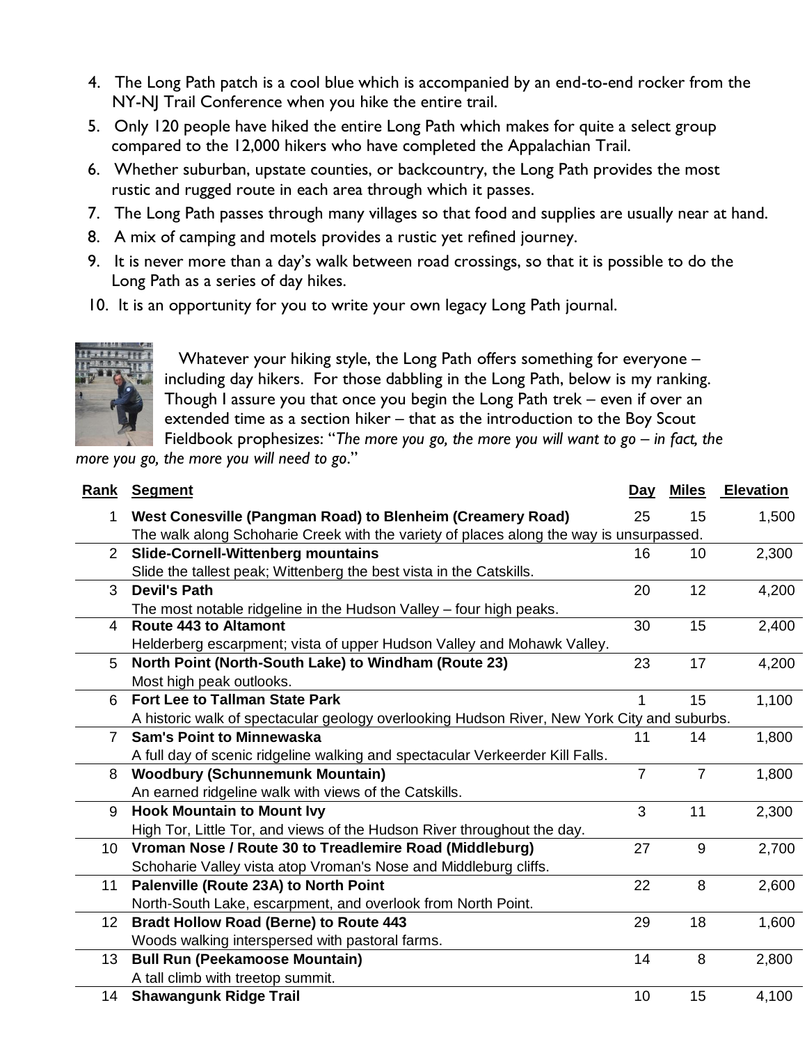4. The Long Path patch is a cool blue which is accompanied by an end-to-end rocker from the NY-NJ Trail Conference when you hike the entire trail.
5. Only 120 people have hiked the entire Long Path which makes for quite a select group compared to the 12,000 hikers who have completed the Appalachian Trail.
6. Whether suburban, upstate counties, or backcountry, the Long Path provides the most rustic and rugged route in each area through which it passes.
7. The Long Path passes through many villages so that food and supplies are usually near at hand.
8. A mix of camping and motels provides a rustic yet refined journey.
9. It is never more than a day's walk between road crossings, so that it is possible to do the Long Path as a series of day hikes.
10. It is an opportunity for you to write your own legacy Long Path journal.

Whatever your hiking style, the Long Path offers something for everyone – including day hikers. For those dabbling in the Long Path, below is my ranking. Though I assure you that once you begin the Long Path trek – even if over an extended time as a section hiker – that as the introduction to the Boy Scout Fieldbook prophesizes: "*The more you go, the more you will want to go – in fact, the more you go, the more you will need to go*."

| Rank | Segment | Day | Miles | Elevation |
|---|---|---|---|---|
| 1 | **West Conesville (Pangman Road) to Blenheim (Creamery Road)**<br>The walk along Schoharie Creek with the variety of places along the way is unsurpassed. | 25 | 15 | 1,500 |
| 2 | **Slide-Cornell-Wittenberg mountains**<br>Slide the tallest peak; Wittenberg the best vista in the Catskills. | 16 | 10 | 2,300 |
| 3 | **Devil's Path**<br>The most notable ridgeline in the Hudson Valley – four high peaks. | 20 | 12 | 4,200 |
| 4 | **Route 443 to Altamont**<br>Helderberg escarpment; vista of upper Hudson Valley and Mohawk Valley. | 30 | 15 | 2,400 |
| 5 | **North Point (North-South Lake) to Windham (Route 23)**<br>Most high peak outlooks. | 23 | 17 | 4,200 |
| 6 | **Fort Lee to Tallman State Park**<br>A historic walk of spectacular geology overlooking Hudson River, New York City and suburbs. | 1 | 15 | 1,100 |
| 7 | **Sam's Point to Minnewaska**<br>A full day of scenic ridgeline walking and spectacular Verkeerder Kill Falls. | 11 | 14 | 1,800 |
| 8 | **Woodbury (Schunnemunk Mountain)**<br>An earned ridgeline walk with views of the Catskills. | 7 | 7 | 1,800 |
| 9 | **Hook Mountain to Mount Ivy**<br>High Tor, Little Tor, and views of the Hudson River throughout the day. | 3 | 11 | 2,300 |
| 10 | **Vroman Nose / Route 30 to Treadlemire Road (Middleburg)**<br>Schoharie Valley vista atop Vroman's Nose and Middleburg cliffs. | 27 | 9 | 2,700 |
| 11 | **Palenville (Route 23A) to North Point**<br>North-South Lake, escarpment, and overlook from North Point. | 22 | 8 | 2,600 |
| 12 | **Bradt Hollow Road (Berne) to Route 443**<br>Woods walking interspersed with pastoral farms. | 29 | 18 | 1,600 |
| 13 | **Bull Run (Peekamoose Mountain)**<br>A tall climb with treetop summit. | 14 | 8 | 2,800 |
| 14 | **Shawangunk Ridge Trail** | 10 | 15 | 4,100 |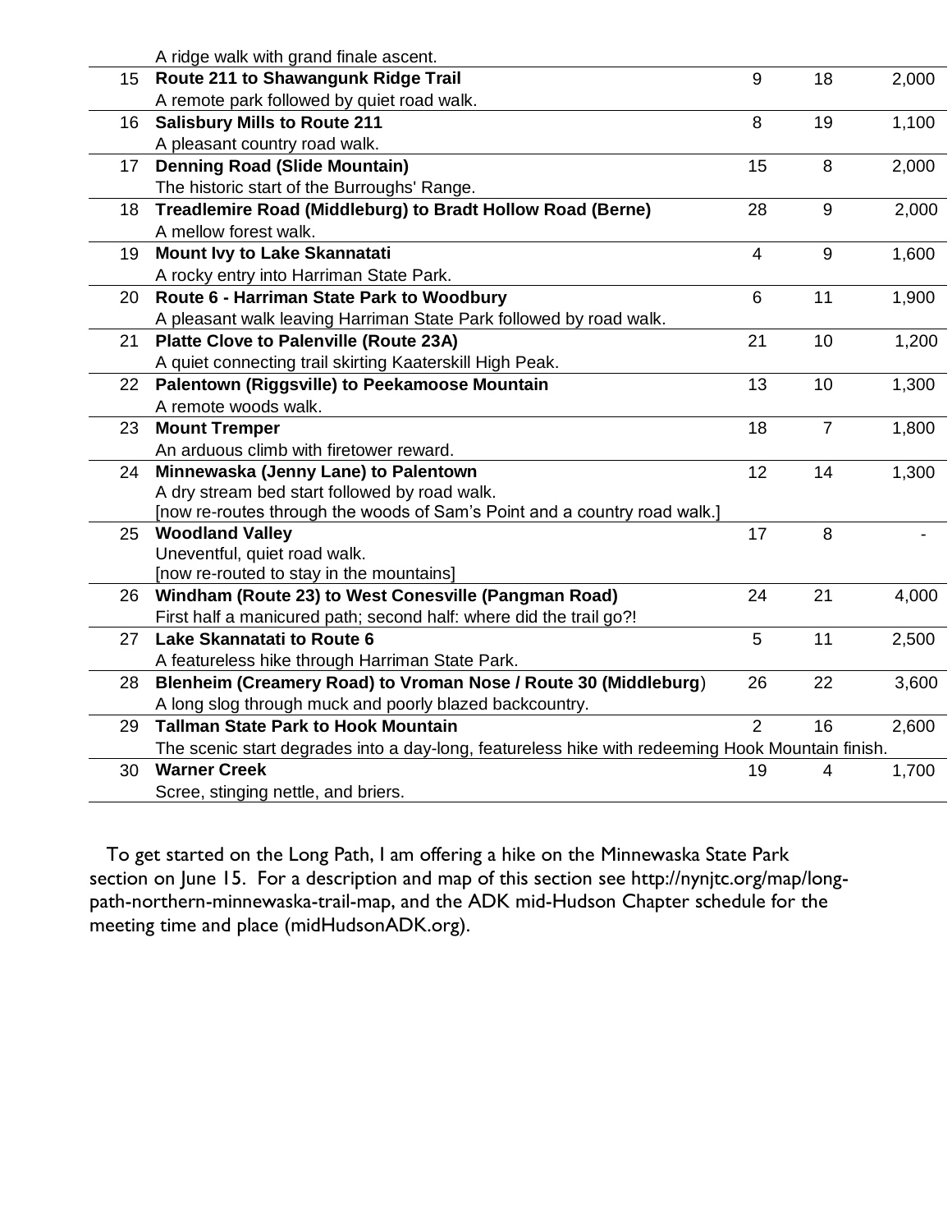| | | | | |
|---|---|---|---|---|
| | A ridge walk with grand finale ascent. | | | |
| 15 | **Route 211 to Shawangunk Ridge Trail**<br>A remote park followed by quiet road walk. | 9 | 18 | 2,000 |
| 16 | **Salisbury Mills to Route 211**<br>A pleasant country road walk. | 8 | 19 | 1,100 |
| 17 | **Denning Road (Slide Mountain)**<br>The historic start of the Burroughs' Range. | 15 | 8 | 2,000 |
| 18 | **Treadlemire Road (Middleburg) to Bradt Hollow Road (Berne)**<br>A mellow forest walk. | 28 | 9 | 2,000 |
| 19 | **Mount Ivy to Lake Skannatati**<br>A rocky entry into Harriman State Park. | 4 | 9 | 1,600 |
| 20 | **Route 6 - Harriman State Park to Woodbury**<br>A pleasant walk leaving Harriman State Park followed by road walk. | 6 | 11 | 1,900 |
| 21 | **Platte Clove to Palenville (Route 23A)**<br>A quiet connecting trail skirting Kaaterskill High Peak. | 21 | 10 | 1,200 |
| 22 | **Palentown (Riggsville) to Peekamoose Mountain**<br>A remote woods walk. | 13 | 10 | 1,300 |
| 23 | **Mount Tremper**<br>An arduous climb with firetower reward. | 18 | 7 | 1,800 |
| 24 | **Minnewaska (Jenny Lane) to Palentown**<br>A dry stream bed start followed by road walk.<br>[now re-routes through the woods of Sam's Point and a country road walk.] | 12 | 14 | 1,300 |
| 25 | **Woodland Valley**<br>Uneventful, quiet road walk.<br>[now re-routed to stay in the mountains] | 17 | 8 | - |
| 26 | **Windham (Route 23) to West Conesville (Pangman Road)**<br>First half a manicured path; second half: where did the trail go?! | 24 | 21 | 4,000 |
| 27 | **Lake Skannatati to Route 6**<br>A featureless hike through Harriman State Park. | 5 | 11 | 2,500 |
| 28 | **Blenheim (Creamery Road) to Vroman Nose / Route 30 (Middleburg)**<br>A long slog through muck and poorly blazed backcountry. | 26 | 22 | 3,600 |
| 29 | **Tallman State Park to Hook Mountain**<br>The scenic start degrades into a day-long, featureless hike with redeeming Hook Mountain finish. | 2 | 16 | 2,600 |
| 30 | **Warner Creek**<br>Scree, stinging nettle, and briers. | 19 | 4 | 1,700 |

To get started on the Long Path, I am offering a hike on the Minnewaska State Park section on June 15. For a description and map of this section see http://nynjtc.org/map/long-path-northern-minnewaska-trail-map, and the ADK mid-Hudson Chapter schedule for the meeting time and place (midHudsonADK.org).